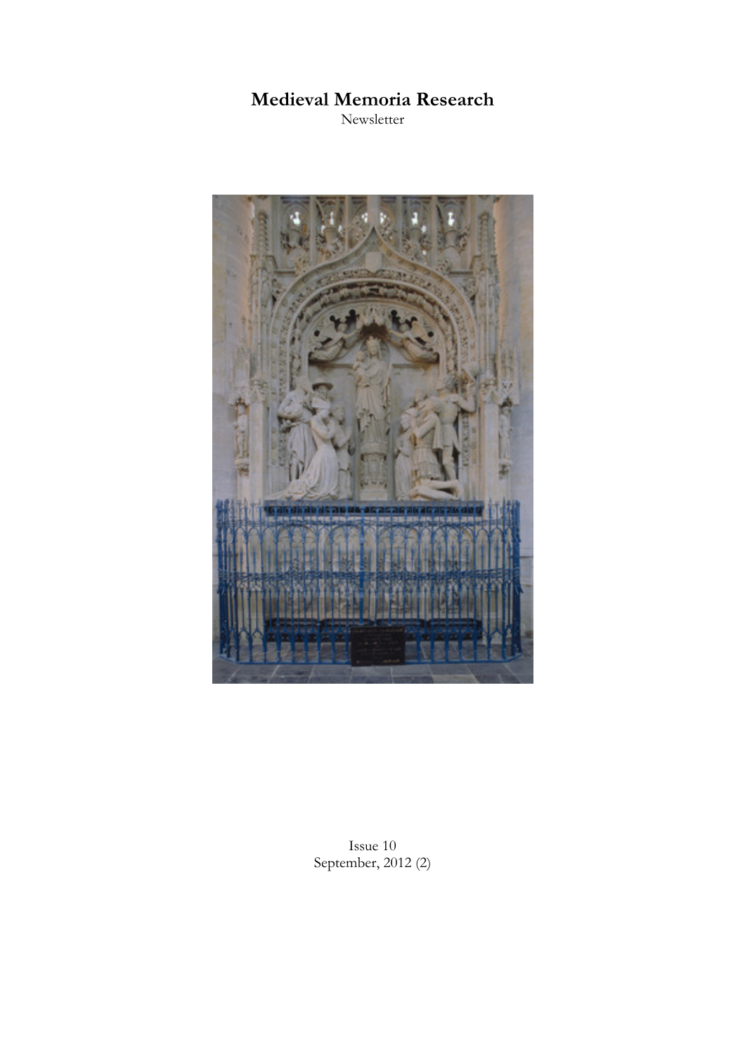# Medieval Memoria Research

Newsletter

Issue 10

September, 2012 (2)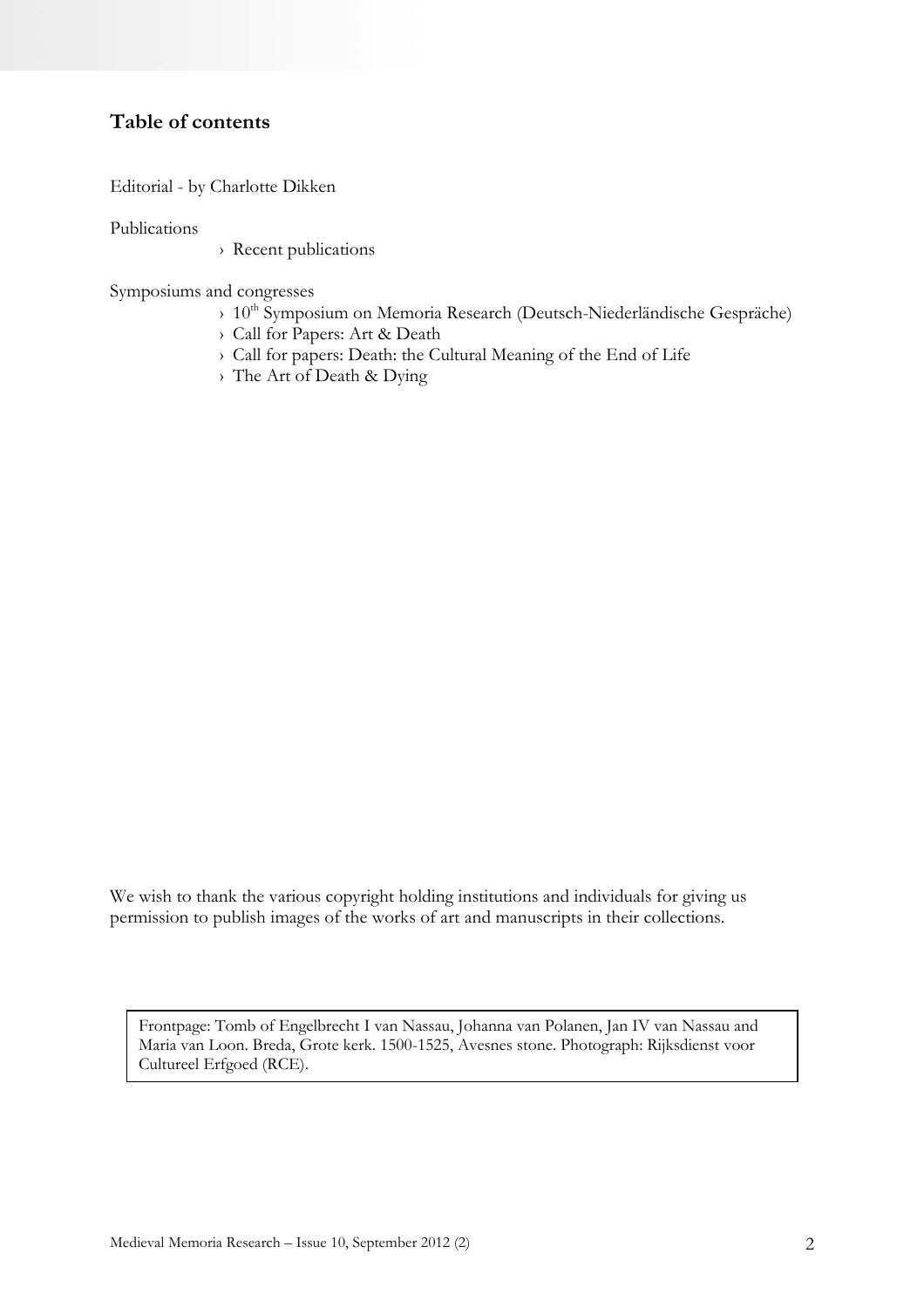## Table of contents

Editorial - by Charlotte Dikken

Publications

- › Recent publications

Symposiums and congresses

- › 10th Symposium on Memoria Research (Deutsch-Niederländische Gespräche)
- › Call for Papers: Art & Death
- › Call for papers: Death: the Cultural Meaning of the End of Life
- › The Art of Death & Dying

We wish to thank the various copyright holding institutions and individuals for giving us permission to publish images of the works of art and manuscripts in their collections.

Frontpage: Tomb of Engelbrecht I van Nassau, Johanna van Polanen, Jan IV van Nassau and Maria van Loon. Breda, Grote kerk. 1500-1525, Avesnes stone. Photograph: Rijksdienst voor Cultureel Erfgoed (RCE).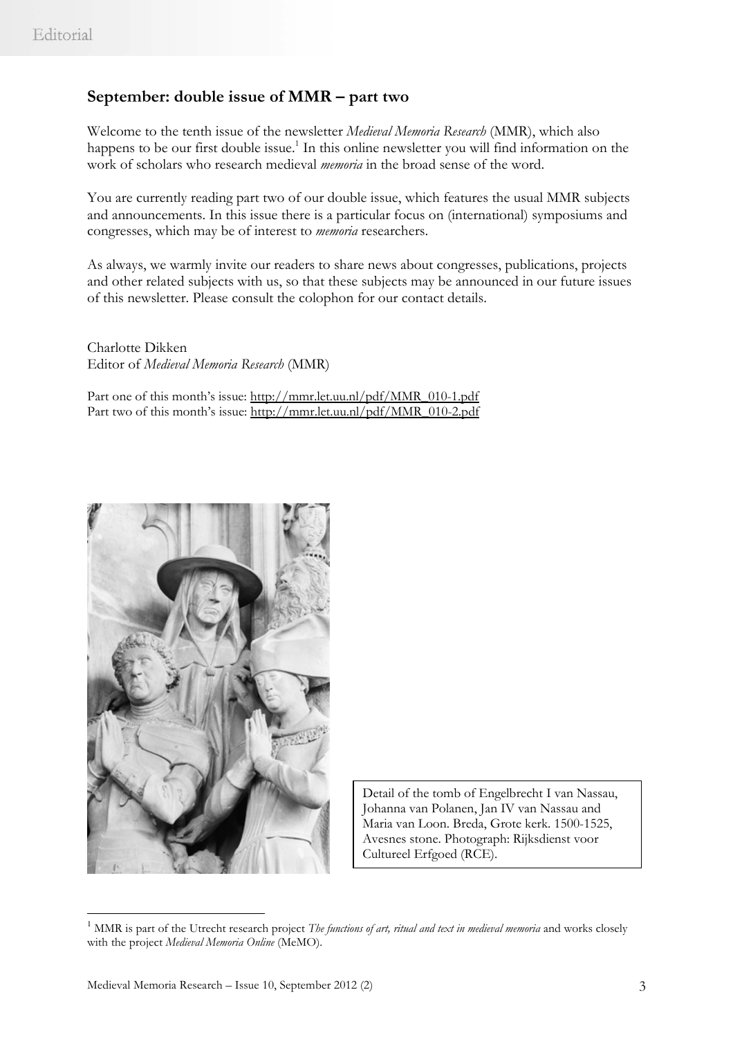## September: double issue of MMR – part two

Welcome to the tenth issue of the newsletter *Medieval Memoria Research* (MMR), which also happens to be our first double issue.[1] In this online newsletter you will find information on the work of scholars who research medieval *memoria* in the broad sense of the word.

You are currently reading part two of our double issue, which features the usual MMR subjects and announcements. In this issue there is a particular focus on (international) symposiums and congresses, which may be of interest to *memoria* researchers.

As always, we warmly invite our readers to share news about congresses, publications, projects and other related subjects with us, so that these subjects may be announced in our future issues of this newsletter. Please consult the colophon for our contact details.

Charlotte Dikken
Editor of *Medieval Memoria Research* (MMR)

Part one of this month's issue: http://mmr.let.uu.nl/pdf/MMR_010-1.pdf
Part two of this month's issue: http://mmr.let.uu.nl/pdf/MMR_010-2.pdf

Detail of the tomb of Engelbrecht I van Nassau, Johanna van Polanen, Jan IV van Nassau and Maria van Loon. Breda, Grote kerk. 1500-1525, Avesnes stone. Photograph: Rijksdienst voor Cultureel Erfgoed (RCE).

[1] MMR is part of the Utrecht research project *The functions of art, ritual and text in medieval memoria* and works closely with the project *Medieval Memoria Online* (MeMO).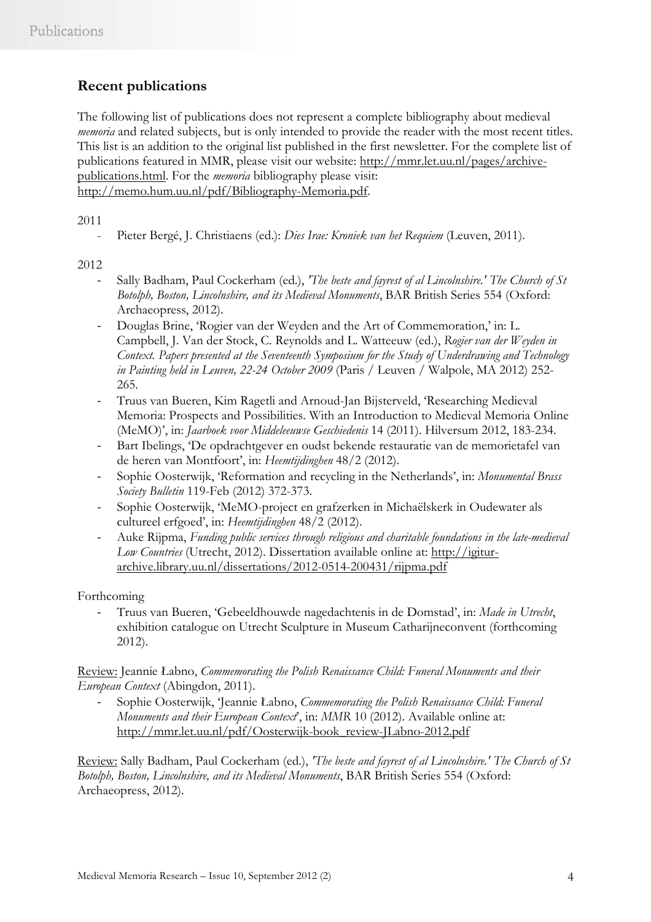## Recent publications

The following list of publications does not represent a complete bibliography about medieval *memoria* and related subjects, but is only intended to provide the reader with the most recent titles. This list is an addition to the original list published in the first newsletter. For the complete list of publications featured in MMR, please visit our website: http://mmr.let.uu.nl/pages/archive-publications.html. For the *memoria* bibliography please visit: http://memo.hum.uu.nl/pdf/Bibliography-Memoria.pdf.

2011

- Pieter Bergé, J. Christiaens (ed.): *Dies Irae: Kroniek van het Requiem* (Leuven, 2011).

2012

- Sally Badham, Paul Cockerham (ed.), *'The beste and fayrest of al Lincolnshire.' The Church of St Botolph, Boston, Lincolnshire, and its Medieval Monuments*, BAR British Series 554 (Oxford: Archaeopress, 2012).
- Douglas Brine, 'Rogier van der Weyden and the Art of Commemoration,' in: L. Campbell, J. Van der Stock, C. Reynolds and L. Watteeuw (ed.), *Rogier van der Weyden in Context. Papers presented at the Seventeenth Symposium for the Study of Underdrawing and Technology in Painting held in Leuven, 22-24 October 2009* (Paris / Leuven / Walpole, MA 2012) 252-265.
- Truus van Bueren, Kim Ragetli and Arnoud-Jan Bijsterveld, 'Researching Medieval Memoria: Prospects and Possibilities. With an Introduction to Medieval Memoria Online (MeMO)', in: *Jaarboek voor Middeleeuwse Geschiedenis* 14 (2011). Hilversum 2012, 183-234.
- Bart Ibelings, 'De opdrachtgever en oudst bekende restauratie van de memorietafel van de heren van Montfoort', in: *Heemtijdinghen* 48/2 (2012).
- Sophie Oosterwijk, 'Reformation and recycling in the Netherlands', in: *Monumental Brass Society Bulletin* 119-Feb (2012) 372-373.
- Sophie Oosterwijk, 'MeMO-project en grafzerken in Michaëlskerk in Oudewater als cultureel erfgoed', in: *Heemtijdinghen* 48/2 (2012).
- Auke Rijpma, *Funding public services through religious and charitable foundations in the late-medieval Low Countries* (Utrecht, 2012). Dissertation available online at: http://igitur-archive.library.uu.nl/dissertations/2012-0514-200431/rijpma.pdf

Forthcoming

- Truus van Bueren, 'Gebeeldhouwde nagedachtenis in de Domstad', in: *Made in Utrecht*, exhibition catalogue on Utrecht Sculpture in Museum Catharijneconvent (forthcoming 2012).

Review: Jeannie Łabno, *Commemorating the Polish Renaissance Child: Funeral Monuments and their European Context* (Abingdon, 2011).

- Sophie Oosterwijk, 'Jeannie Łabno, *Commemorating the Polish Renaissance Child: Funeral Monuments and their European Context*', in: *MMR* 10 (2012). Available online at: http://mmr.let.uu.nl/pdf/Oosterwijk-book_review-JLabno-2012.pdf

Review: Sally Badham, Paul Cockerham (ed.), *'The beste and fayrest of al Lincolnshire.' The Church of St Botolph, Boston, Lincolnshire, and its Medieval Monuments*, BAR British Series 554 (Oxford: Archaeopress, 2012).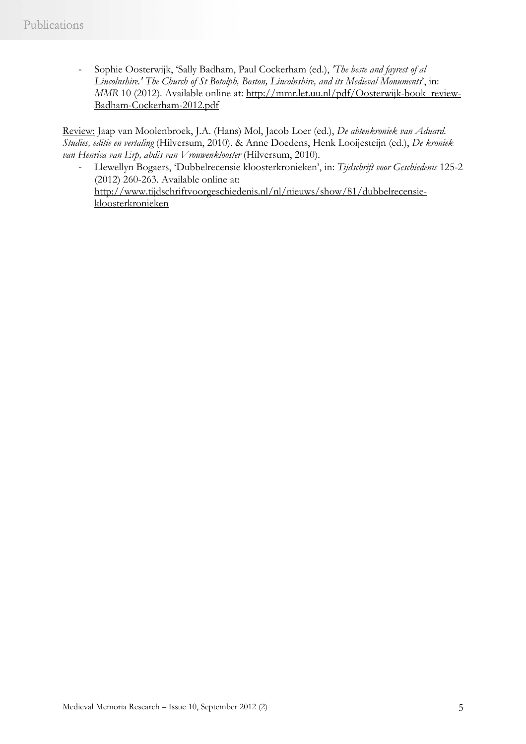- Sophie Oosterwijk, 'Sally Badham, Paul Cockerham (ed.), *'The beste and fayrest of al Lincolnshire.' The Church of St Botolph, Boston, Lincolnshire, and its Medieval Monuments*', in: *MMR* 10 (2012). Available online at: http://mmr.let.uu.nl/pdf/Oosterwijk-book_review-Badham-Cockerham-2012.pdf

Review: Jaap van Moolenbroek, J.A. (Hans) Mol, Jacob Loer (ed.), *De abtenkroniek van Aduard. Studies, editie en vertaling* (Hilversum, 2010). & Anne Doedens, Henk Looijesteijn (ed.), *De kroniek van Henrica van Erp, abdis van Vrouwenklooster* (Hilversum, 2010).

- Llewellyn Bogaers, 'Dubbelrecensie kloosterkronieken', in: *Tijdschrift voor Geschiedenis* 125-2 (2012) 260-263. Available online at: http://www.tijdschriftvoorgeschiedenis.nl/nl/nieuws/show/81/dubbelrecensie-kloosterkronieken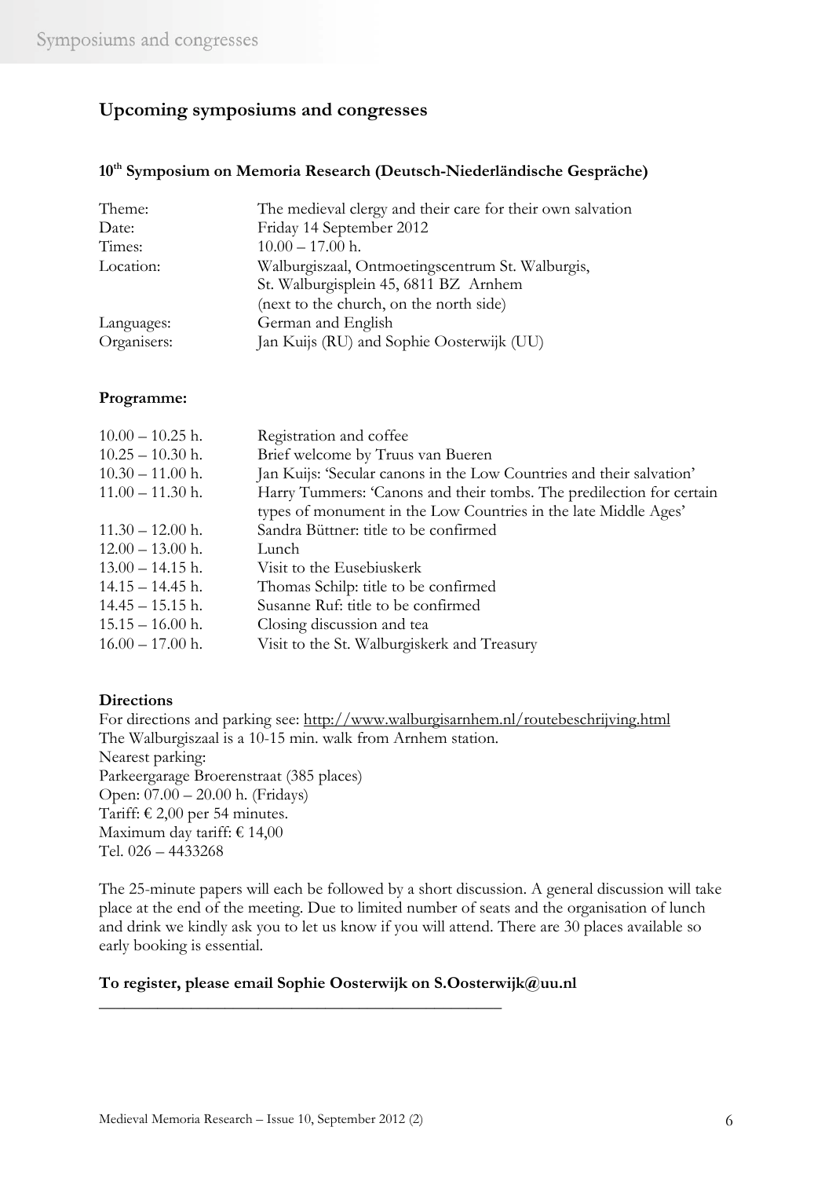## Upcoming symposiums and congresses

### 10th Symposium on Memoria Research (Deutsch-Niederländische Gespräche)

| | |
|---|---|
| Theme: | The medieval clergy and their care for their own salvation |
| Date: | Friday 14 September 2012 |
| Times: | 10.00 – 17.00 h. |
| Location: | Walburgiszaal, Ontmoetingscentrum St. Walburgis, St. Walburgisplein 45, 6811 BZ Arnhem (next to the church, on the north side) |
| Languages: | German and English |
| Organisers: | Jan Kuijs (RU) and Sophie Oosterwijk (UU) |

**Programme:**

| | |
|---|---|
| 10.00 – 10.25 h. | Registration and coffee |
| 10.25 – 10.30 h. | Brief welcome by Truus van Bueren |
| 10.30 – 11.00 h. | Jan Kuijs: 'Secular canons in the Low Countries and their salvation' |
| 11.00 – 11.30 h. | Harry Tummers: 'Canons and their tombs. The predilection for certain types of monument in the Low Countries in the late Middle Ages' |
| 11.30 – 12.00 h. | Sandra Büttner: title to be confirmed |
| 12.00 – 13.00 h. | Lunch |
| 13.00 – 14.15 h. | Visit to the Eusebiuskerk |
| 14.15 – 14.45 h. | Thomas Schilp: title to be confirmed |
| 14.45 – 15.15 h. | Susanne Ruf: title to be confirmed |
| 15.15 – 16.00 h. | Closing discussion and tea |
| 16.00 – 17.00 h. | Visit to the St. Walburgiskerk and Treasury |

**Directions**

For directions and parking see: http://www.walburgisarnhem.nl/routebeschrijving.html
The Walburgiszaal is a 10-15 min. walk from Arnhem station.
Nearest parking:
Parkeergarage Broerenstraat (385 places)
Open: 07.00 – 20.00 h. (Fridays)
Tariff: € 2,00 per 54 minutes.
Maximum day tariff: € 14,00
Tel. 026 – 4433268

The 25-minute papers will each be followed by a short discussion. A general discussion will take place at the end of the meeting. Due to limited number of seats and the organisation of lunch and drink we kindly ask you to let us know if you will attend. There are 30 places available so early booking is essential.

**To register, please email Sophie Oosterwijk on S.Oosterwijk@uu.nl**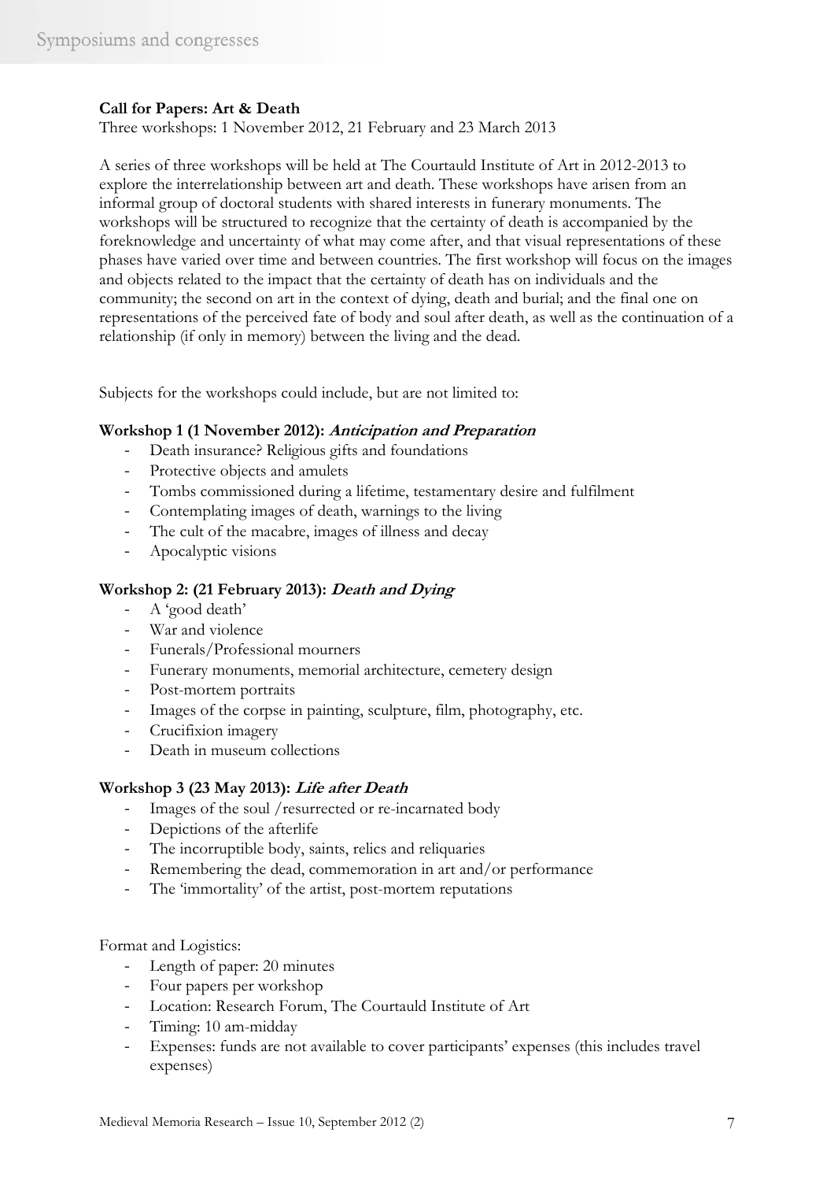**Call for Papers: Art & Death**

Three workshops: 1 November 2012, 21 February and 23 March 2013

A series of three workshops will be held at The Courtauld Institute of Art in 2012-2013 to explore the interrelationship between art and death. These workshops have arisen from an informal group of doctoral students with shared interests in funerary monuments. The workshops will be structured to recognize that the certainty of death is accompanied by the foreknowledge and uncertainty of what may come after, and that visual representations of these phases have varied over time and between countries. The first workshop will focus on the images and objects related to the impact that the certainty of death has on individuals and the community; the second on art in the context of dying, death and burial; and the final one on representations of the perceived fate of body and soul after death, as well as the continuation of a relationship (if only in memory) between the living and the dead.

Subjects for the workshops could include, but are not limited to:

**Workshop 1 (1 November 2012): *Anticipation and Preparation***

- Death insurance? Religious gifts and foundations
- Protective objects and amulets
- Tombs commissioned during a lifetime, testamentary desire and fulfilment
- Contemplating images of death, warnings to the living
- The cult of the macabre, images of illness and decay
- Apocalyptic visions

**Workshop 2: (21 February 2013): *Death and Dying***

- A 'good death'
- War and violence
- Funerals/Professional mourners
- Funerary monuments, memorial architecture, cemetery design
- Post-mortem portraits
- Images of the corpse in painting, sculpture, film, photography, etc.
- Crucifixion imagery
- Death in museum collections

**Workshop 3 (23 May 2013): *Life after Death***

- Images of the soul /resurrected or re-incarnated body
- Depictions of the afterlife
- The incorruptible body, saints, relics and reliquaries
- Remembering the dead, commemoration in art and/or performance
- The 'immortality' of the artist, post-mortem reputations

Format and Logistics:

- Length of paper: 20 minutes
- Four papers per workshop
- Location: Research Forum, The Courtauld Institute of Art
- Timing: 10 am-midday
- Expenses: funds are not available to cover participants' expenses (this includes travel expenses)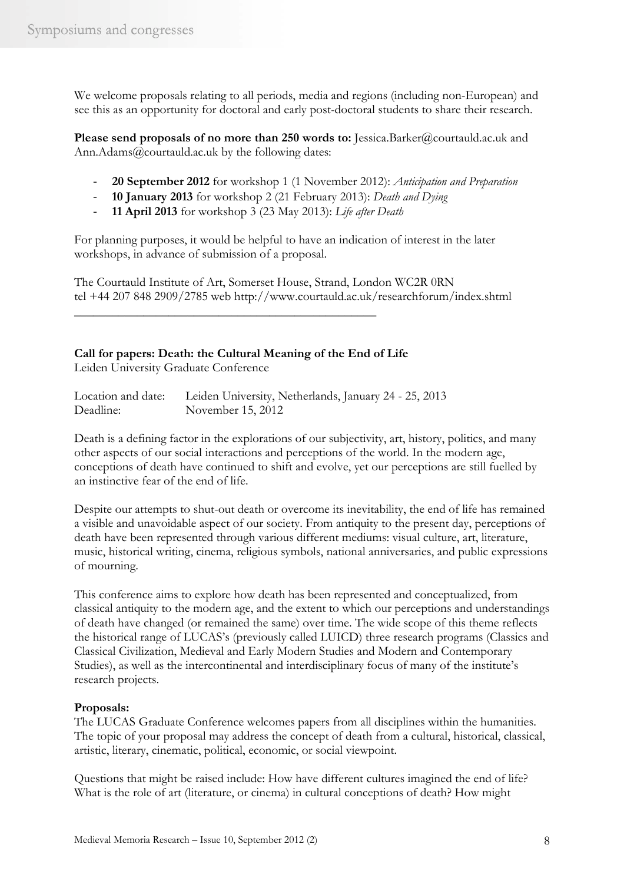We welcome proposals relating to all periods, media and regions (including non-European) and see this as an opportunity for doctoral and early post-doctoral students to share their research.

**Please send proposals of no more than 250 words to:** Jessica.Barker@courtauld.ac.uk and Ann.Adams@courtauld.ac.uk by the following dates:

- **20 September 2012** for workshop 1 (1 November 2012): *Anticipation and Preparation*
- **10 January 2013** for workshop 2 (21 February 2013): *Death and Dying*
- **11 April 2013** for workshop 3 (23 May 2013): *Life after Death*

For planning purposes, it would be helpful to have an indication of interest in the later workshops, in advance of submission of a proposal.

The Courtauld Institute of Art, Somerset House, Strand, London WC2R 0RN
tel +44 207 848 2909/2785 web http://www.courtauld.ac.uk/researchforum/index.shtml

---

**Call for papers: Death: the Cultural Meaning of the End of Life**
Leiden University Graduate Conference

| | |
|---|---|
| Location and date: | Leiden University, Netherlands, January 24 - 25, 2013 |
| Deadline: | November 15, 2012 |

Death is a defining factor in the explorations of our subjectivity, art, history, politics, and many other aspects of our social interactions and perceptions of the world. In the modern age, conceptions of death have continued to shift and evolve, yet our perceptions are still fuelled by an instinctive fear of the end of life.

Despite our attempts to shut-out death or overcome its inevitability, the end of life has remained a visible and unavoidable aspect of our society. From antiquity to the present day, perceptions of death have been represented through various different mediums: visual culture, art, literature, music, historical writing, cinema, religious symbols, national anniversaries, and public expressions of mourning.

This conference aims to explore how death has been represented and conceptualized, from classical antiquity to the modern age, and the extent to which our perceptions and understandings of death have changed (or remained the same) over time. The wide scope of this theme reflects the historical range of LUCAS's (previously called LUICD) three research programs (Classics and Classical Civilization, Medieval and Early Modern Studies and Modern and Contemporary Studies), as well as the intercontinental and interdisciplinary focus of many of the institute's research projects.

**Proposals:**
The LUCAS Graduate Conference welcomes papers from all disciplines within the humanities. The topic of your proposal may address the concept of death from a cultural, historical, classical, artistic, literary, cinematic, political, economic, or social viewpoint.

Questions that might be raised include: How have different cultures imagined the end of life? What is the role of art (literature, or cinema) in cultural conceptions of death? How might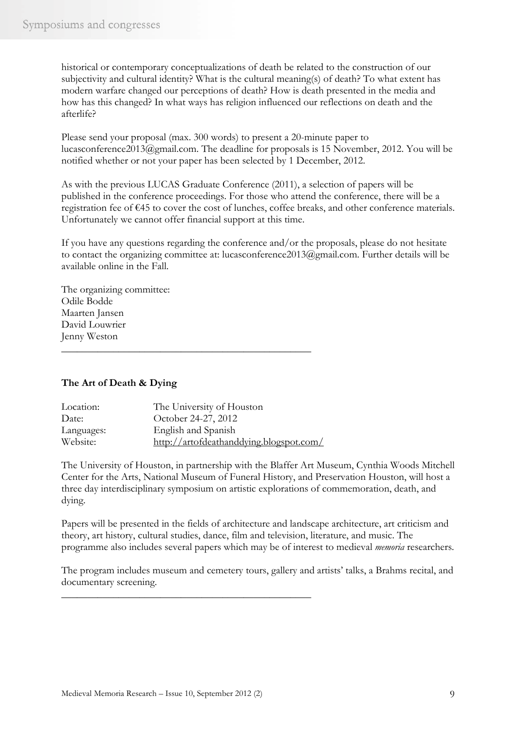historical or contemporary conceptualizations of death be related to the construction of our subjectivity and cultural identity? What is the cultural meaning(s) of death? To what extent has modern warfare changed our perceptions of death? How is death presented in the media and how has this changed? In what ways has religion influenced our reflections on death and the afterlife?

Please send your proposal (max. 300 words) to present a 20-minute paper to lucasconference2013@gmail.com. The deadline for proposals is 15 November, 2012. You will be notified whether or not your paper has been selected by 1 December, 2012.

As with the previous LUCAS Graduate Conference (2011), a selection of papers will be published in the conference proceedings. For those who attend the conference, there will be a registration fee of €45 to cover the cost of lunches, coffee breaks, and other conference materials. Unfortunately we cannot offer financial support at this time.

If you have any questions regarding the conference and/or the proposals, please do not hesitate to contact the organizing committee at: lucasconference2013@gmail.com. Further details will be available online in the Fall.

The organizing committee:
Odile Bodde
Maarten Jansen
David Louwrier
Jenny Weston

---

**The Art of Death & Dying**

| | |
|---|---|
| Location: | The University of Houston |
| Date: | October 24-27, 2012 |
| Languages: | English and Spanish |
| Website: | http://artofdeathanddying.blogspot.com/ |

The University of Houston, in partnership with the Blaffer Art Museum, Cynthia Woods Mitchell Center for the Arts, National Museum of Funeral History, and Preservation Houston, will host a three day interdisciplinary symposium on artistic explorations of commemoration, death, and dying.

Papers will be presented in the fields of architecture and landscape architecture, art criticism and theory, art history, cultural studies, dance, film and television, literature, and music. The programme also includes several papers which may be of interest to medieval *memoria* researchers.

The program includes museum and cemetery tours, gallery and artists' talks, a Brahms recital, and documentary screening.

---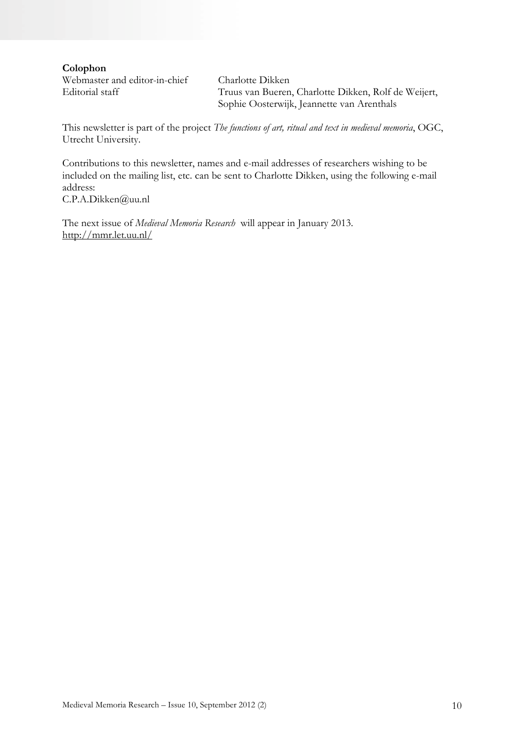**Colophon**

Webmaster and editor-in-chief Charlotte Dikken

Editorial staff Truus van Bueren, Charlotte Dikken, Rolf de Weijert, Sophie Oosterwijk, Jeannette van Arenthals

This newsletter is part of the project *The functions of art, ritual and text in medieval memoria*, OGC, Utrecht University.

Contributions to this newsletter, names and e-mail addresses of researchers wishing to be included on the mailing list, etc. can be sent to Charlotte Dikken, using the following e-mail address:
C.P.A.Dikken@uu.nl

The next issue of *Medieval Memoria Research* will appear in January 2013.
http://mmr.let.uu.nl/